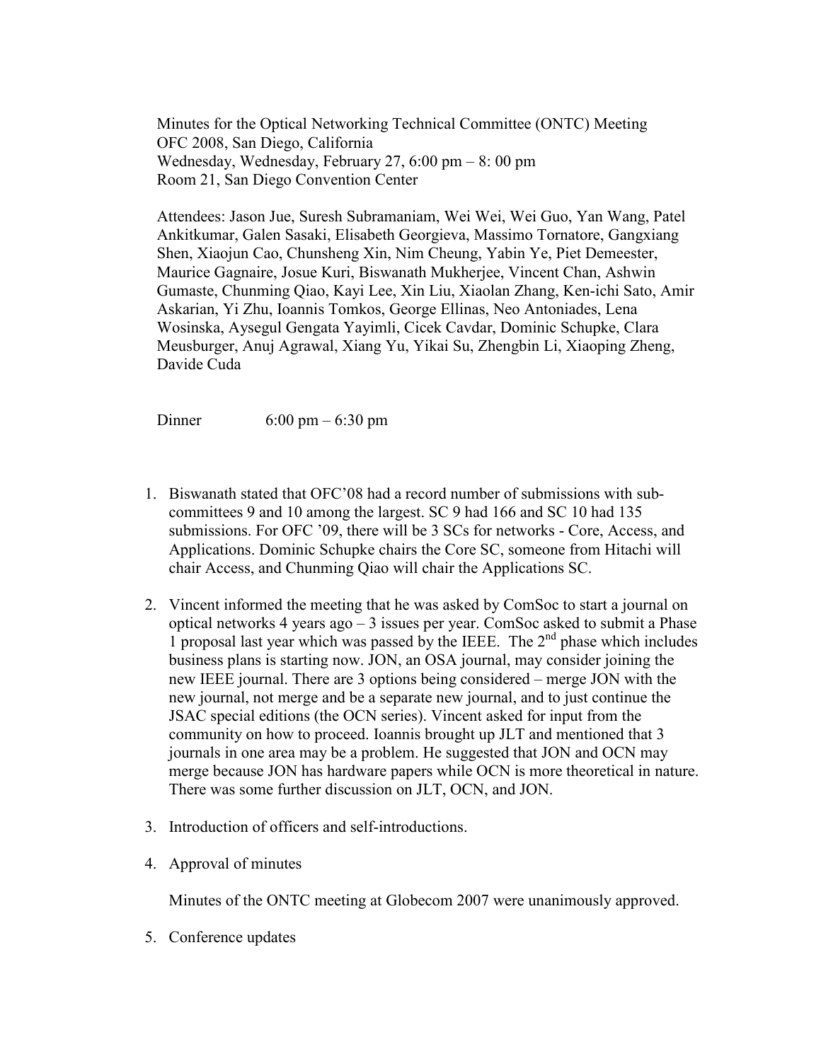Minutes for the Optical Networking Technical Committee (ONTC) Meeting
OFC 2008, San Diego, California
Wednesday, Wednesday, February 27, 6:00 pm – 8: 00 pm
Room 21, San Diego Convention Center

Attendees: Jason Jue, Suresh Subramaniam, Wei Wei, Wei Guo, Yan Wang, Patel Ankitkumar, Galen Sasaki, Elisabeth Georgieva, Massimo Tornatore, Gangxiang Shen, Xiaojun Cao, Chunsheng Xin, Nim Cheung, Yabin Ye, Piet Demeester, Maurice Gagnaire, Josue Kuri, Biswanath Mukherjee, Vincent Chan, Ashwin Gumaste, Chunming Qiao, Kayi Lee, Xin Liu, Xiaolan Zhang, Ken-ichi Sato, Amir Askarian, Yi Zhu, Ioannis Tomkos, George Ellinas, Neo Antoniades, Lena Wosinska, Aysegul Gengata Yayimli, Cicek Cavdar, Dominic Schupke, Clara Meusburger, Anuj Agrawal, Xiang Yu, Yikai Su, Zhengbin Li, Xiaoping Zheng, Davide Cuda

Dinner 6:00 pm – 6:30 pm

1. Biswanath stated that OFC'08 had a record number of submissions with sub-committees 9 and 10 among the largest. SC 9 had 166 and SC 10 had 135 submissions. For OFC '09, there will be 3 SCs for networks - Core, Access, and Applications. Dominic Schupke chairs the Core SC, someone from Hitachi will chair Access, and Chunming Qiao will chair the Applications SC.

2. Vincent informed the meeting that he was asked by ComSoc to start a journal on optical networks 4 years ago – 3 issues per year. ComSoc asked to submit a Phase 1 proposal last year which was passed by the IEEE. The 2nd phase which includes business plans is starting now. JON, an OSA journal, may consider joining the new IEEE journal. There are 3 options being considered – merge JON with the new journal, not merge and be a separate new journal, and to just continue the JSAC special editions (the OCN series). Vincent asked for input from the community on how to proceed. Ioannis brought up JLT and mentioned that 3 journals in one area may be a problem. He suggested that JON and OCN may merge because JON has hardware papers while OCN is more theoretical in nature. There was some further discussion on JLT, OCN, and JON.

3. Introduction of officers and self-introductions.

4. Approval of minutes

   Minutes of the ONTC meeting at Globecom 2007 were unanimously approved.

5. Conference updates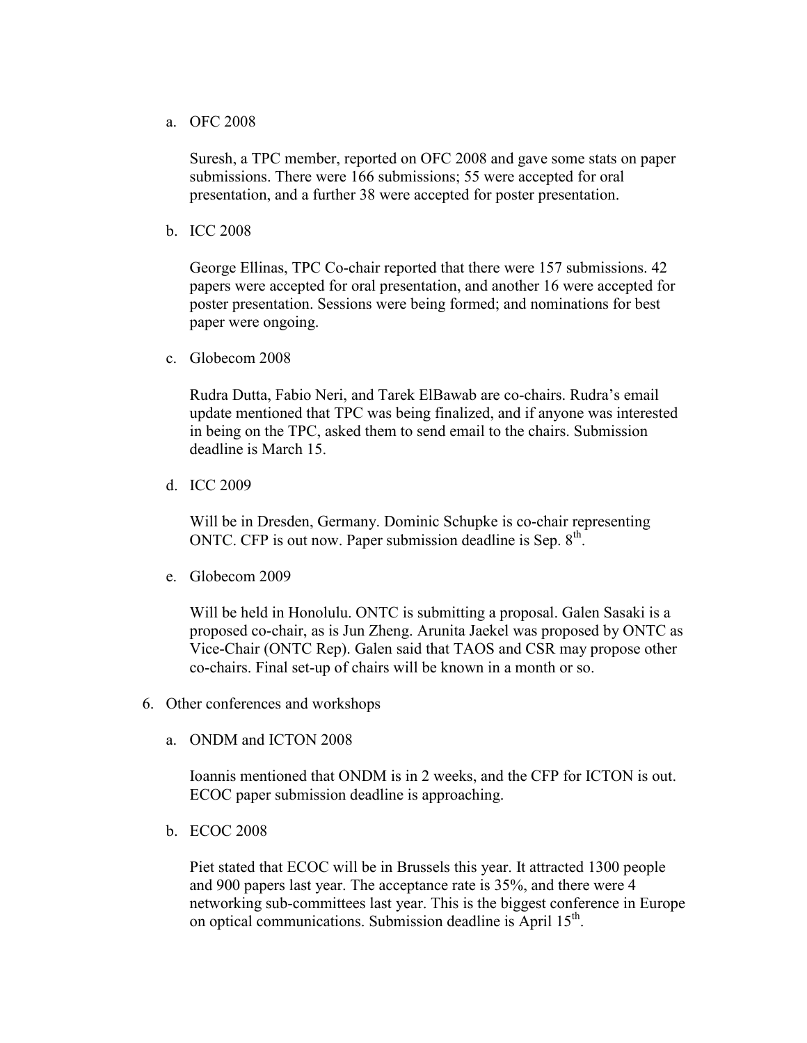a. OFC 2008

   Suresh, a TPC member, reported on OFC 2008 and gave some stats on paper submissions. There were 166 submissions; 55 were accepted for oral presentation, and a further 38 were accepted for poster presentation.

b. ICC 2008

   George Ellinas, TPC Co-chair reported that there were 157 submissions. 42 papers were accepted for oral presentation, and another 16 were accepted for poster presentation. Sessions were being formed; and nominations for best paper were ongoing.

c. Globecom 2008

   Rudra Dutta, Fabio Neri, and Tarek ElBawab are co-chairs. Rudra's email update mentioned that TPC was being finalized, and if anyone was interested in being on the TPC, asked them to send email to the chairs. Submission deadline is March 15.

d. ICC 2009

   Will be in Dresden, Germany. Dominic Schupke is co-chair representing ONTC. CFP is out now. Paper submission deadline is Sep. 8th.

e. Globecom 2009

   Will be held in Honolulu. ONTC is submitting a proposal. Galen Sasaki is a proposed co-chair, as is Jun Zheng. Arunita Jaekel was proposed by ONTC as Vice-Chair (ONTC Rep). Galen said that TAOS and CSR may propose other co-chairs. Final set-up of chairs will be known in a month or so.

6. Other conferences and workshops

   a. ONDM and ICTON 2008

      Ioannis mentioned that ONDM is in 2 weeks, and the CFP for ICTON is out. ECOC paper submission deadline is approaching.

   b. ECOC 2008

      Piet stated that ECOC will be in Brussels this year. It attracted 1300 people and 900 papers last year. The acceptance rate is 35%, and there were 4 networking sub-committees last year. This is the biggest conference in Europe on optical communications. Submission deadline is April 15th.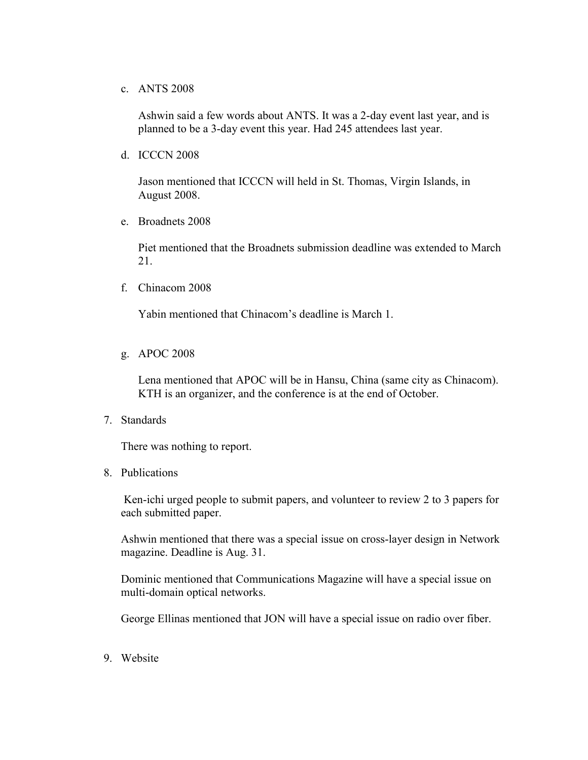c. ANTS 2008

   Ashwin said a few words about ANTS. It was a 2-day event last year, and is planned to be a 3-day event this year. Had 245 attendees last year.

d. ICCCN 2008

   Jason mentioned that ICCCN will held in St. Thomas, Virgin Islands, in August 2008.

e. Broadnets 2008

   Piet mentioned that the Broadnets submission deadline was extended to March 21.

f. Chinacom 2008

   Yabin mentioned that Chinacom's deadline is March 1.

g. APOC 2008

   Lena mentioned that APOC will be in Hansu, China (same city as Chinacom). KTH is an organizer, and the conference is at the end of October.

7. Standards

   There was nothing to report.

8. Publications

   Ken-ichi urged people to submit papers, and volunteer to review 2 to 3 papers for each submitted paper.

   Ashwin mentioned that there was a special issue on cross-layer design in Network magazine. Deadline is Aug. 31.

   Dominic mentioned that Communications Magazine will have a special issue on multi-domain optical networks.

   George Ellinas mentioned that JON will have a special issue on radio over fiber.

9. Website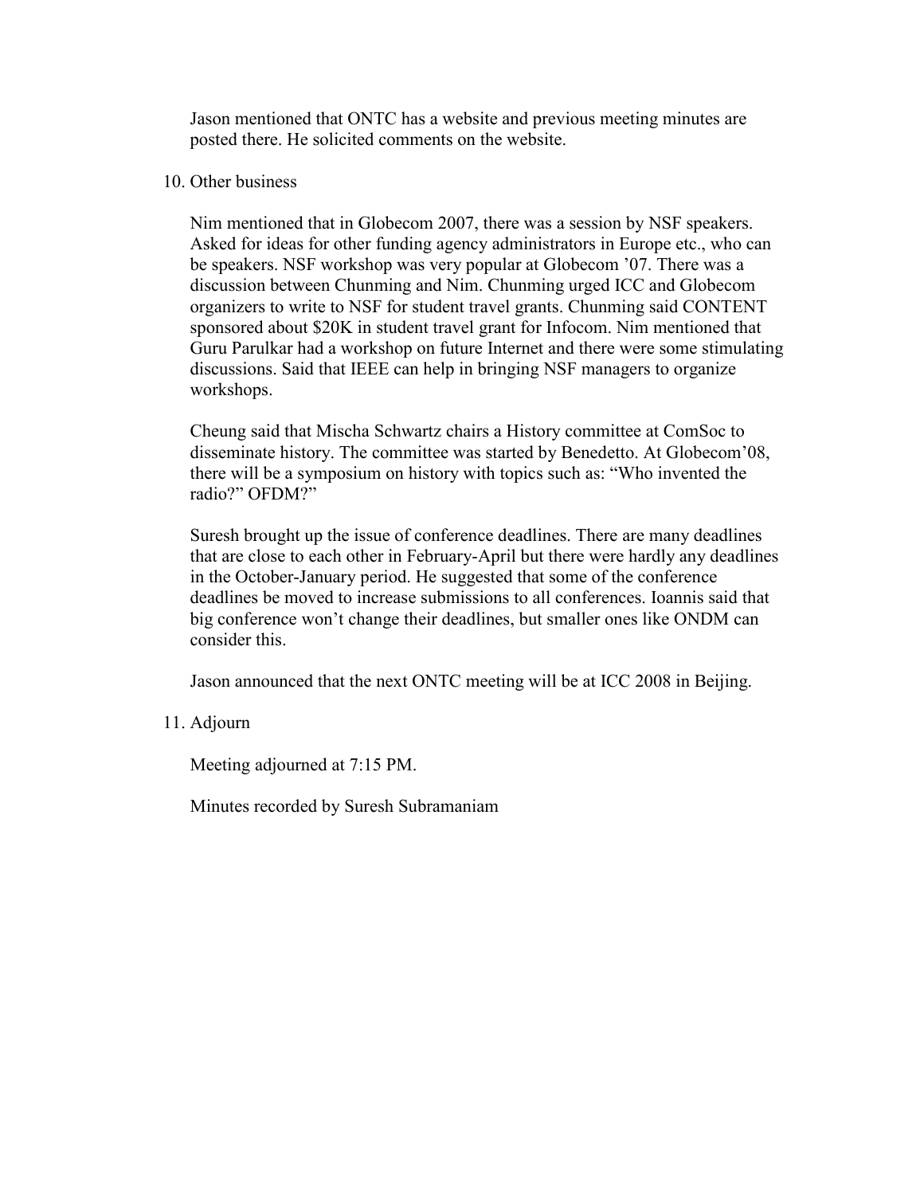Jason mentioned that ONTC has a website and previous meeting minutes are posted there. He solicited comments on the website.

10. Other business

   Nim mentioned that in Globecom 2007, there was a session by NSF speakers. Asked for ideas for other funding agency administrators in Europe etc., who can be speakers. NSF workshop was very popular at Globecom '07. There was a discussion between Chunming and Nim. Chunming urged ICC and Globecom organizers to write to NSF for student travel grants. Chunming said CONTENT sponsored about $20K in student travel grant for Infocom. Nim mentioned that Guru Parulkar had a workshop on future Internet and there were some stimulating discussions. Said that IEEE can help in bringing NSF managers to organize workshops.

   Cheung said that Mischa Schwartz chairs a History committee at ComSoc to disseminate history. The committee was started by Benedetto. At Globecom'08, there will be a symposium on history with topics such as: "Who invented the radio?" OFDM?"

   Suresh brought up the issue of conference deadlines. There are many deadlines that are close to each other in February-April but there were hardly any deadlines in the October-January period. He suggested that some of the conference deadlines be moved to increase submissions to all conferences. Ioannis said that big conference won't change their deadlines, but smaller ones like ONDM can consider this.

   Jason announced that the next ONTC meeting will be at ICC 2008 in Beijing.

11. Adjourn

   Meeting adjourned at 7:15 PM.

   Minutes recorded by Suresh Subramaniam